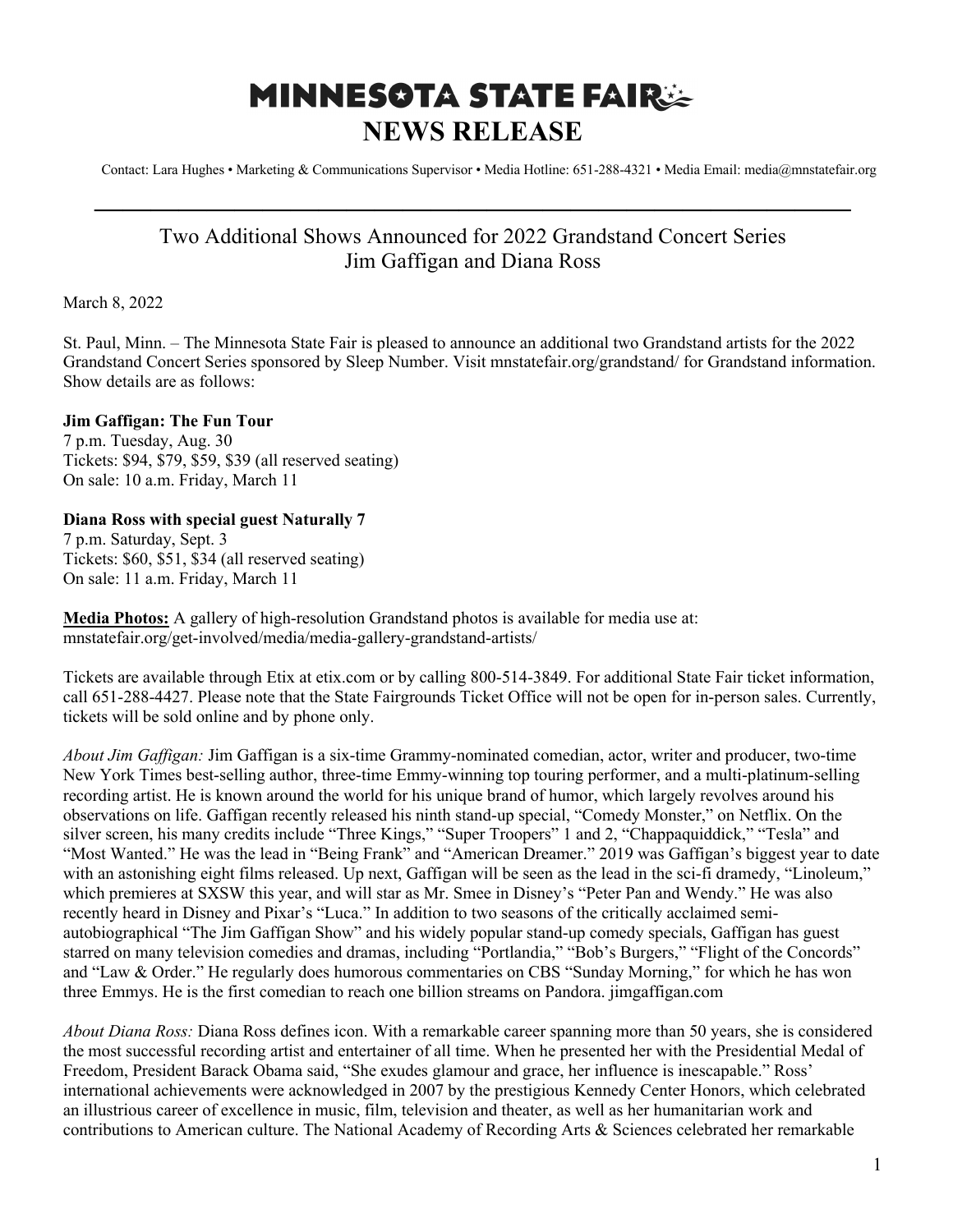# MINNESOTA STATE FAIR

# NEWS RELEASE

Contact: Lara Hughes • Marketing & Communications Supervisor • Media Hotline: 651-288-4321 • Media Email: media@mnstatefair.org

---

## Two Additional Shows Announced for 2022 Grandstand Concert Series Jim Gaffigan and Diana Ross

March 8, 2022

St. Paul, Minn. – The Minnesota State Fair is pleased to announce an additional two Grandstand artists for the 2022 Grandstand Concert Series sponsored by Sleep Number. Visit mnstatefair.org/grandstand/ for Grandstand information. Show details are as follows:

**Jim Gaffigan: The Fun Tour**
7 p.m. Tuesday, Aug. 30
Tickets: $94, $79, $59, $39 (all reserved seating)
On sale: 10 a.m. Friday, March 11

**Diana Ross with special guest Naturally 7**
7 p.m. Saturday, Sept. 3
Tickets: $60, $51, $34 (all reserved seating)
On sale: 11 a.m. Friday, March 11

**Media Photos:** A gallery of high-resolution Grandstand photos is available for media use at: mnstatefair.org/get-involved/media/media-gallery-grandstand-artists/

Tickets are available through Etix at etix.com or by calling 800-514-3849. For additional State Fair ticket information, call 651-288-4427. Please note that the State Fairgrounds Ticket Office will not be open for in-person sales. Currently, tickets will be sold online and by phone only.

*About Jim Gaffigan:* Jim Gaffigan is a six-time Grammy-nominated comedian, actor, writer and producer, two-time New York Times best-selling author, three-time Emmy-winning top touring performer, and a multi-platinum-selling recording artist. He is known around the world for his unique brand of humor, which largely revolves around his observations on life. Gaffigan recently released his ninth stand-up special, "Comedy Monster," on Netflix. On the silver screen, his many credits include "Three Kings," "Super Troopers" 1 and 2, "Chappaquiddick," "Tesla" and "Most Wanted." He was the lead in "Being Frank" and "American Dreamer." 2019 was Gaffigan's biggest year to date with an astonishing eight films released. Up next, Gaffigan will be seen as the lead in the sci-fi dramedy, "Linoleum," which premieres at SXSW this year, and will star as Mr. Smee in Disney's "Peter Pan and Wendy." He was also recently heard in Disney and Pixar's "Luca." In addition to two seasons of the critically acclaimed semi-autobiographical "The Jim Gaffigan Show" and his widely popular stand-up comedy specials, Gaffigan has guest starred on many television comedies and dramas, including "Portlandia," "Bob's Burgers," "Flight of the Concords" and "Law & Order." He regularly does humorous commentaries on CBS "Sunday Morning," for which he has won three Emmys. He is the first comedian to reach one billion streams on Pandora. jimgaffigan.com

*About Diana Ross:* Diana Ross defines icon. With a remarkable career spanning more than 50 years, she is considered the most successful recording artist and entertainer of all time. When he presented her with the Presidential Medal of Freedom, President Barack Obama said, "She exudes glamour and grace, her influence is inescapable." Ross' international achievements were acknowledged in 2007 by the prestigious Kennedy Center Honors, which celebrated an illustrious career of excellence in music, film, television and theater, as well as her humanitarian work and contributions to American culture. The National Academy of Recording Arts & Sciences celebrated her remarkable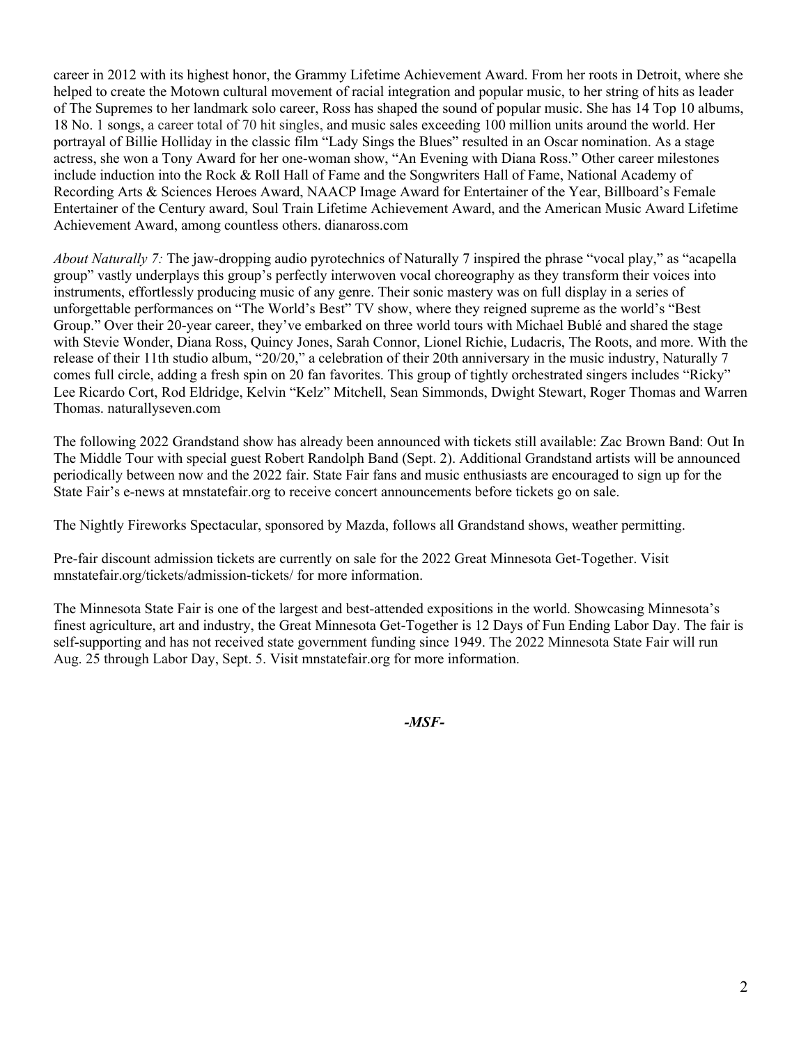career in 2012 with its highest honor, the Grammy Lifetime Achievement Award. From her roots in Detroit, where she helped to create the Motown cultural movement of racial integration and popular music, to her string of hits as leader of The Supremes to her landmark solo career, Ross has shaped the sound of popular music. She has 14 Top 10 albums, 18 No. 1 songs, a career total of 70 hit singles, and music sales exceeding 100 million units around the world. Her portrayal of Billie Holliday in the classic film "Lady Sings the Blues" resulted in an Oscar nomination. As a stage actress, she won a Tony Award for her one-woman show, "An Evening with Diana Ross." Other career milestones include induction into the Rock & Roll Hall of Fame and the Songwriters Hall of Fame, National Academy of Recording Arts & Sciences Heroes Award, NAACP Image Award for Entertainer of the Year, Billboard's Female Entertainer of the Century award, Soul Train Lifetime Achievement Award, and the American Music Award Lifetime Achievement Award, among countless others. dianaross.com

*About Naturally 7:* The jaw-dropping audio pyrotechnics of Naturally 7 inspired the phrase "vocal play," as "acapella group" vastly underplays this group's perfectly interwoven vocal choreography as they transform their voices into instruments, effortlessly producing music of any genre. Their sonic mastery was on full display in a series of unforgettable performances on "The World's Best" TV show, where they reigned supreme as the world's "Best Group." Over their 20-year career, they've embarked on three world tours with Michael Bublé and shared the stage with Stevie Wonder, Diana Ross, Quincy Jones, Sarah Connor, Lionel Richie, Ludacris, The Roots, and more. With the release of their 11th studio album, "20/20," a celebration of their 20th anniversary in the music industry, Naturally 7 comes full circle, adding a fresh spin on 20 fan favorites. This group of tightly orchestrated singers includes "Ricky" Lee Ricardo Cort, Rod Eldridge, Kelvin "Kelz" Mitchell, Sean Simmonds, Dwight Stewart, Roger Thomas and Warren Thomas. naturallyseven.com

The following 2022 Grandstand show has already been announced with tickets still available: Zac Brown Band: Out In The Middle Tour with special guest Robert Randolph Band (Sept. 2). Additional Grandstand artists will be announced periodically between now and the 2022 fair. State Fair fans and music enthusiasts are encouraged to sign up for the State Fair's e-news at mnstatefair.org to receive concert announcements before tickets go on sale.

The Nightly Fireworks Spectacular, sponsored by Mazda, follows all Grandstand shows, weather permitting.

Pre-fair discount admission tickets are currently on sale for the 2022 Great Minnesota Get-Together. Visit mnstatefair.org/tickets/admission-tickets/ for more information.

The Minnesota State Fair is one of the largest and best-attended expositions in the world. Showcasing Minnesota's finest agriculture, art and industry, the Great Minnesota Get-Together is 12 Days of Fun Ending Labor Day. The fair is self-supporting and has not received state government funding since 1949. The 2022 Minnesota State Fair will run Aug. 25 through Labor Day, Sept. 5. Visit mnstatefair.org for more information.

***-MSF-***